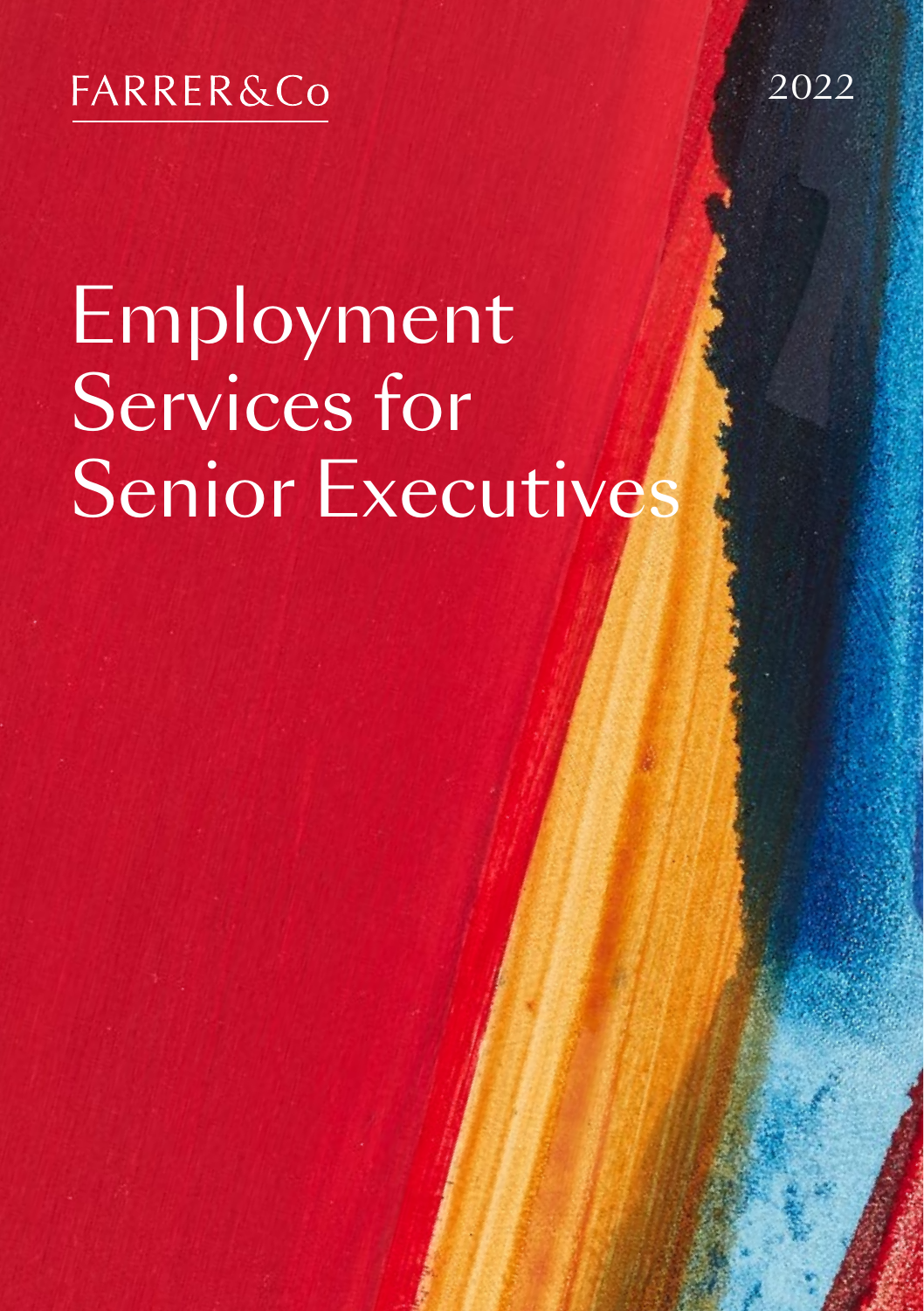FARRER&Co

2022

# Employment Services for Senior Executives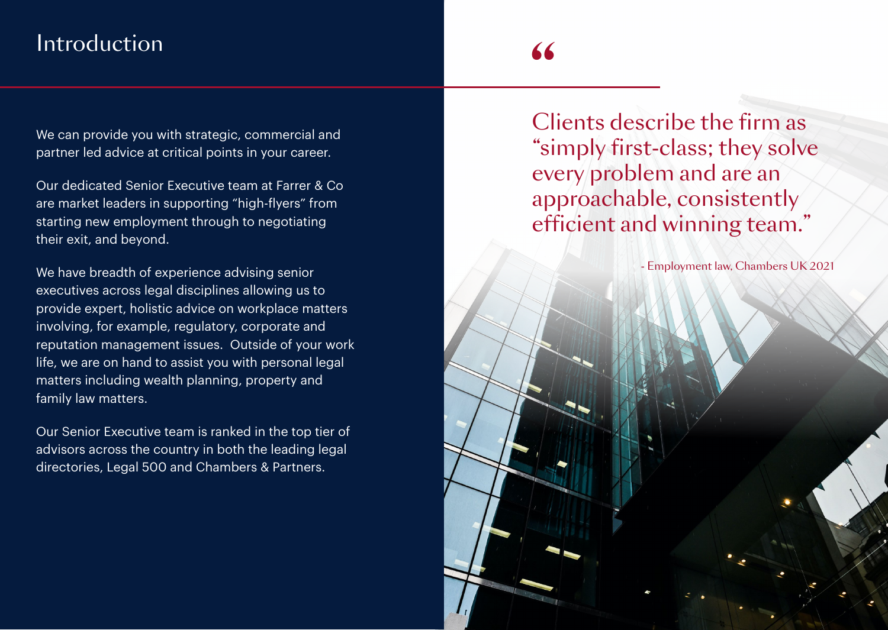# Introduction

We can provide you with strategic, commercial and partner led advice at critical points in your career.

Our dedicated Senior Executive team at Farrer & Co are market leaders in supporting "high-flyers" from starting new employment through to negotiating their exit, and beyond.

We have breadth of experience advising senior executives across legal disciplines allowing us to provide expert, holistic advice on workplace matters involving, for example, regulatory, corporate and reputation management issues. Outside of your work life, we are on hand to assist you with personal legal matters including wealth planning, property and family law matters.

Our Senior Executive team is ranked in the top tier of advisors across the country in both the leading legal directories, Legal 500 and Chambers & Partners.

> Clients describe the firm as "simply first-class; they solve every problem and are an approachable, consistently efficient and winning team."
>
> \- Employment law, Chambers UK 2021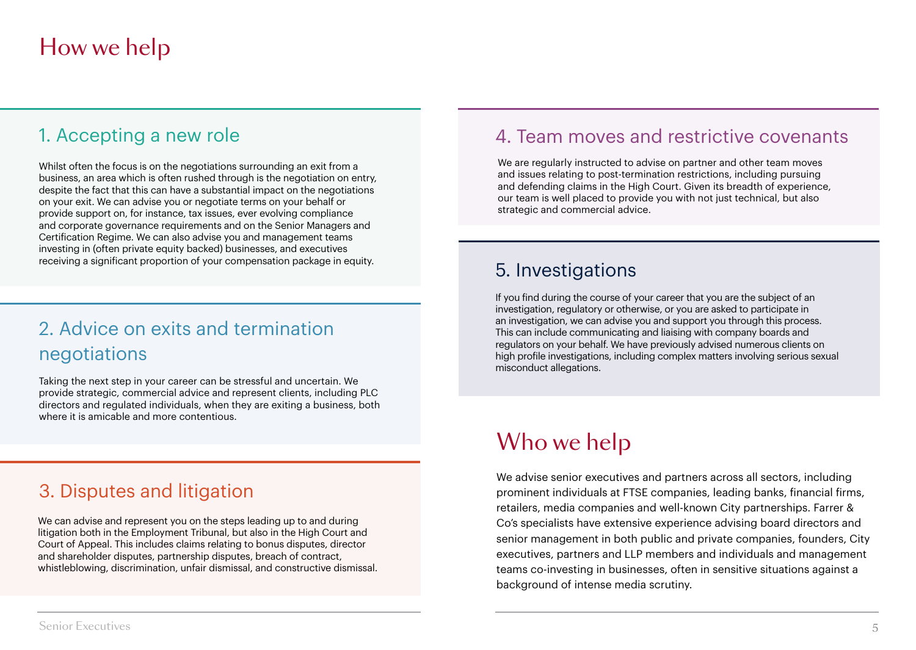# How we help

## 1. Accepting a new role

Whilst often the focus is on the negotiations surrounding an exit from a business, an area which is often rushed through is the negotiation on entry, despite the fact that this can have a substantial impact on the negotiations on your exit. We can advise you or negotiate terms on your behalf or provide support on, for instance, tax issues, ever evolving compliance and corporate governance requirements and on the Senior Managers and Certification Regime. We can also advise you and management teams investing in (often private equity backed) businesses, and executives receiving a significant proportion of your compensation package in equity.

## 2. Advice on exits and termination negotiations

Taking the next step in your career can be stressful and uncertain. We provide strategic, commercial advice and represent clients, including PLC directors and regulated individuals, when they are exiting a business, both where it is amicable and more contentious.

## 3. Disputes and litigation

We can advise and represent you on the steps leading up to and during litigation both in the Employment Tribunal, but also in the High Court and Court of Appeal. This includes claims relating to bonus disputes, director and shareholder disputes, partnership disputes, breach of contract, whistleblowing, discrimination, unfair dismissal, and constructive dismissal.

## 4. Team moves and restrictive covenants

We are regularly instructed to advise on partner and other team moves and issues relating to post-termination restrictions, including pursuing and defending claims in the High Court. Given its breadth of experience, our team is well placed to provide you with not just technical, but also strategic and commercial advice.

## 5. Investigations

If you find during the course of your career that you are the subject of an investigation, regulatory or otherwise, or you are asked to participate in an investigation, we can advise you and support you through this process. This can include communicating and liaising with company boards and regulators on your behalf. We have previously advised numerous clients on high profile investigations, including complex matters involving serious sexual misconduct allegations.

# Who we help

We advise senior executives and partners across all sectors, including prominent individuals at FTSE companies, leading banks, financial firms, retailers, media companies and well-known City partnerships. Farrer & Co's specialists have extensive experience advising board directors and senior management in both public and private companies, founders, City executives, partners and LLP members and individuals and management teams co-investing in businesses, often in sensitive situations against a background of intense media scrutiny.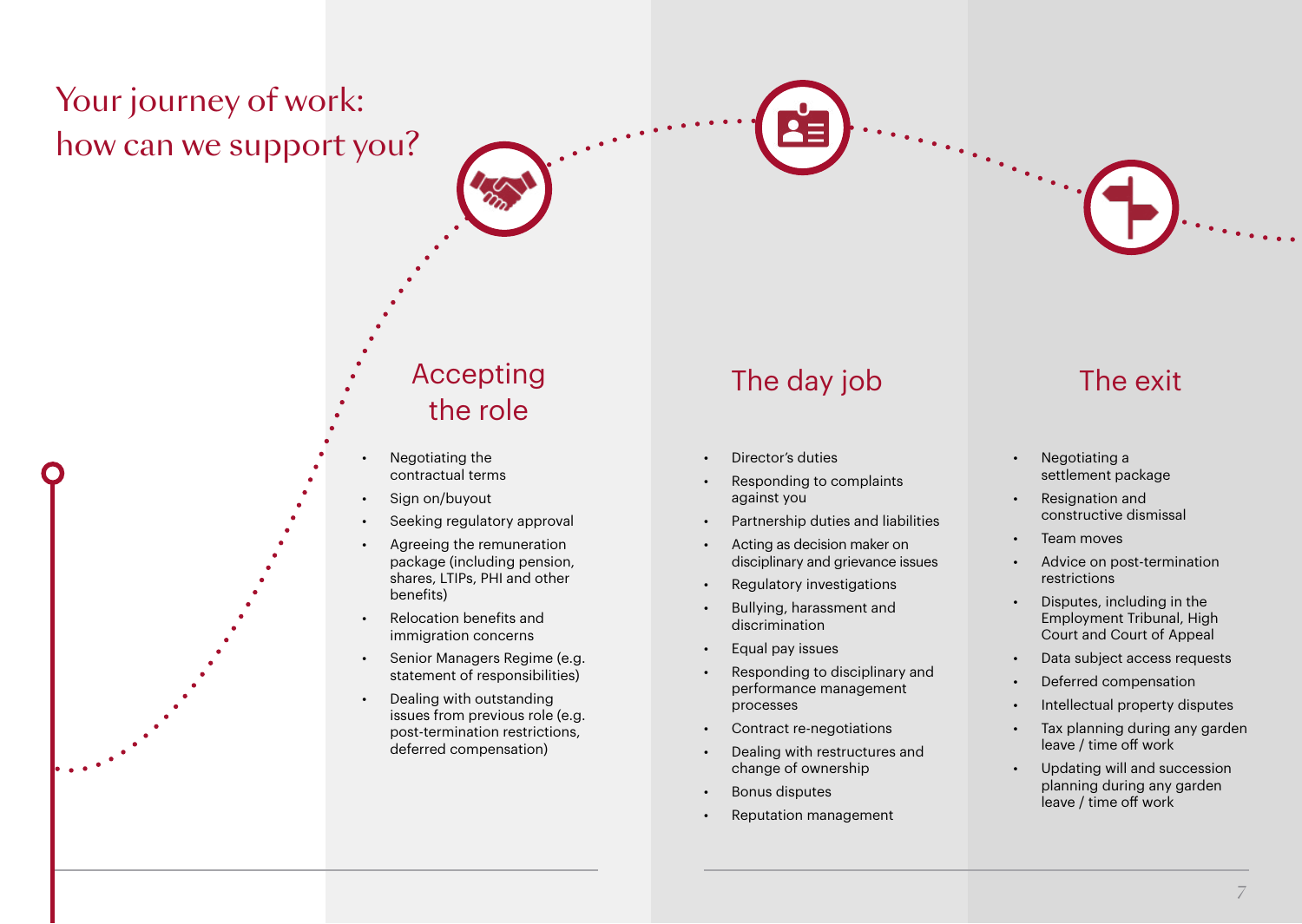# Your journey of work: how can we support you?

## Accepting the role

- Negotiating the contractual terms
- Sign on/buyout
- Seeking regulatory approval
- Agreeing the remuneration package (including pension, shares, LTIPs, PHI and other benefits)
- Relocation benefits and immigration concerns
- Senior Managers Regime (e.g. statement of responsibilities)
- Dealing with outstanding issues from previous role (e.g. post-termination restrictions, deferred compensation)

## The day job

- Director's duties
- Responding to complaints against you
- Partnership duties and liabilities
- Acting as decision maker on disciplinary and grievance issues
- Regulatory investigations
- Bullying, harassment and discrimination
- Equal pay issues
- Responding to disciplinary and performance management processes
- Contract re-negotiations
- Dealing with restructures and change of ownership
- Bonus disputes
- Reputation management

## The exit

- Negotiating a settlement package
- Resignation and constructive dismissal
- Team moves
- Advice on post-termination restrictions
- Disputes, including in the Employment Tribunal, High Court and Court of Appeal
- Data subject access requests
- Deferred compensation
- Intellectual property disputes
- Tax planning during any garden leave / time off work
- Updating will and succession planning during any garden leave / time off work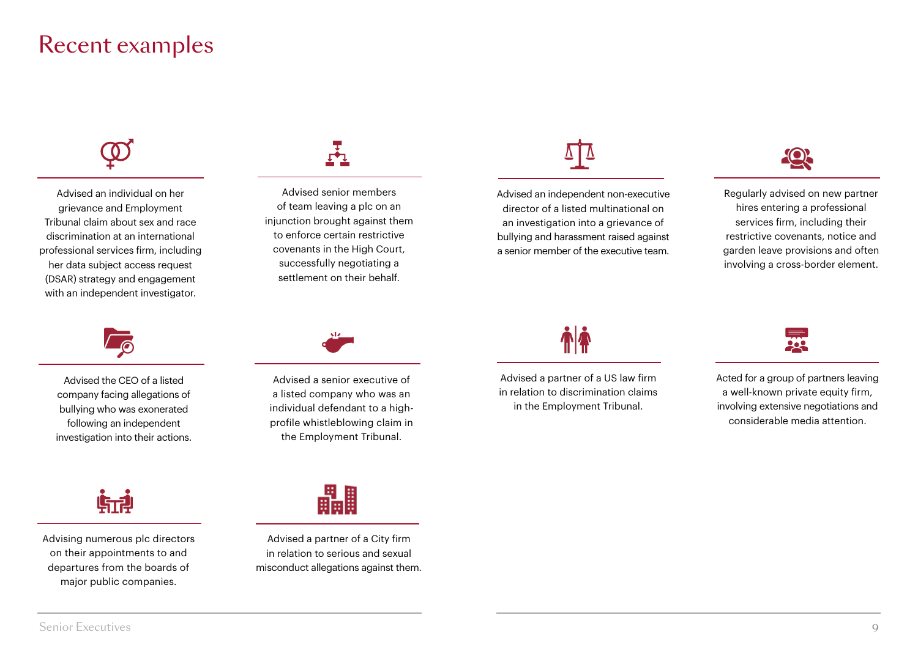# Recent examples

Advised an individual on her grievance and Employment Tribunal claim about sex and race discrimination at an international professional services firm, including her data subject access request (DSAR) strategy and engagement with an independent investigator.

Advised senior members of team leaving a plc on an injunction brought against them to enforce certain restrictive covenants in the High Court, successfully negotiating a settlement on their behalf.

Advised an independent non-executive director of a listed multinational on an investigation into a grievance of bullying and harassment raised against a senior member of the executive team.

Regularly advised on new partner hires entering a professional services firm, including their restrictive covenants, notice and garden leave provisions and often involving a cross-border element.

Advised the CEO of a listed company facing allegations of bullying who was exonerated following an independent investigation into their actions.

Advised a senior executive of a listed company who was an individual defendant to a high-profile whistleblowing claim in the Employment Tribunal.

Advised a partner of a US law firm in relation to discrimination claims in the Employment Tribunal.

Acted for a group of partners leaving a well-known private equity firm, involving extensive negotiations and considerable media attention.

Advising numerous plc directors on their appointments to and departures from the boards of major public companies.

Advised a partner of a City firm in relation to serious and sexual misconduct allegations against them.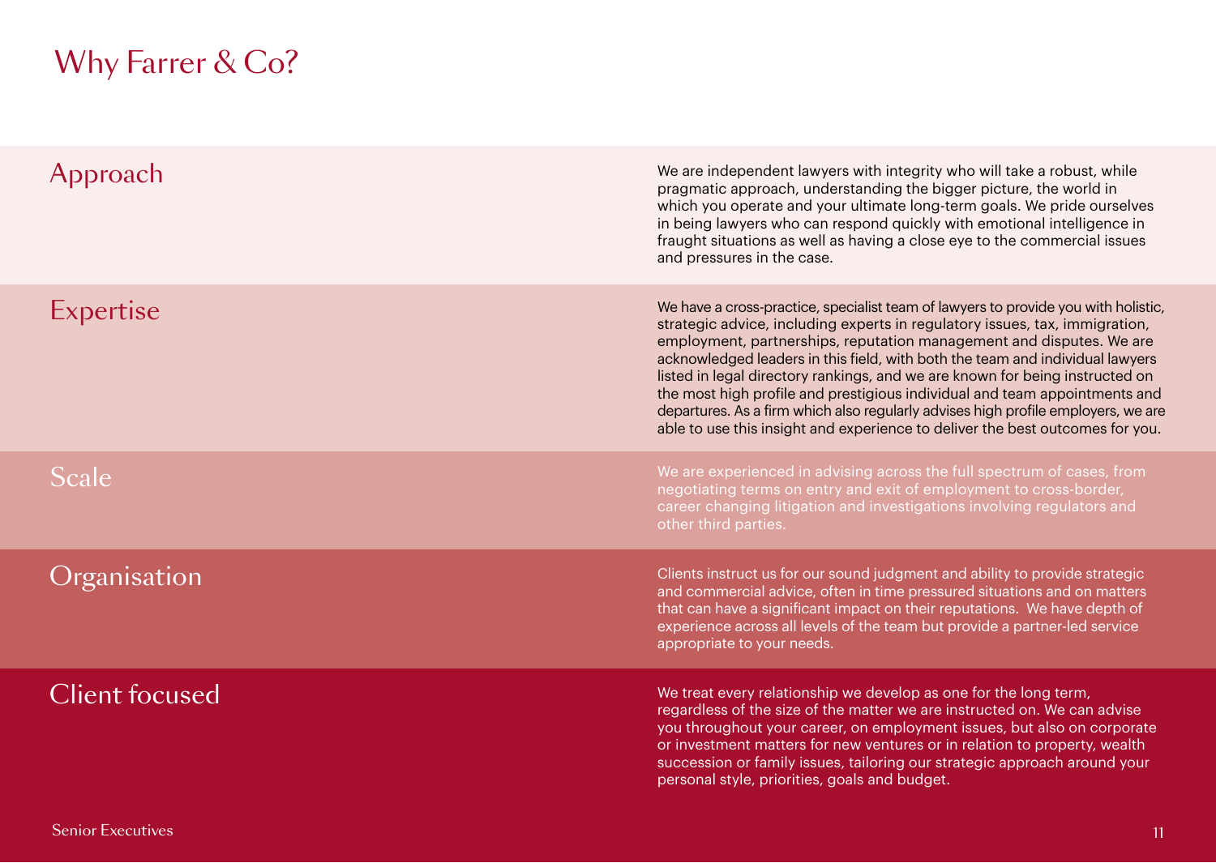# Why Farrer & Co?

## Approach

We are independent lawyers with integrity who will take a robust, while pragmatic approach, understanding the bigger picture, the world in which you operate and your ultimate long-term goals. We pride ourselves in being lawyers who can respond quickly with emotional intelligence in fraught situations as well as having a close eye to the commercial issues and pressures in the case.

## Expertise

We have a cross-practice, specialist team of lawyers to provide you with holistic, strategic advice, including experts in regulatory issues, tax, immigration, employment, partnerships, reputation management and disputes. We are acknowledged leaders in this field, with both the team and individual lawyers listed in legal directory rankings, and we are known for being instructed on the most high profile and prestigious individual and team appointments and departures. As a firm which also regularly advises high profile employers, we are able to use this insight and experience to deliver the best outcomes for you.

## Scale

We are experienced in advising across the full spectrum of cases, from negotiating terms on entry and exit of employment to cross-border, career changing litigation and investigations involving regulators and other third parties.

## Organisation

Clients instruct us for our sound judgment and ability to provide strategic and commercial advice, often in time pressured situations and on matters that can have a significant impact on their reputations. We have depth of experience across all levels of the team but provide a partner-led service appropriate to your needs.

## Client focused

We treat every relationship we develop as one for the long term, regardless of the size of the matter we are instructed on. We can advise you throughout your career, on employment issues, but also on corporate or investment matters for new ventures or in relation to property, wealth succession or family issues, tailoring our strategic approach around your personal style, priorities, goals and budget.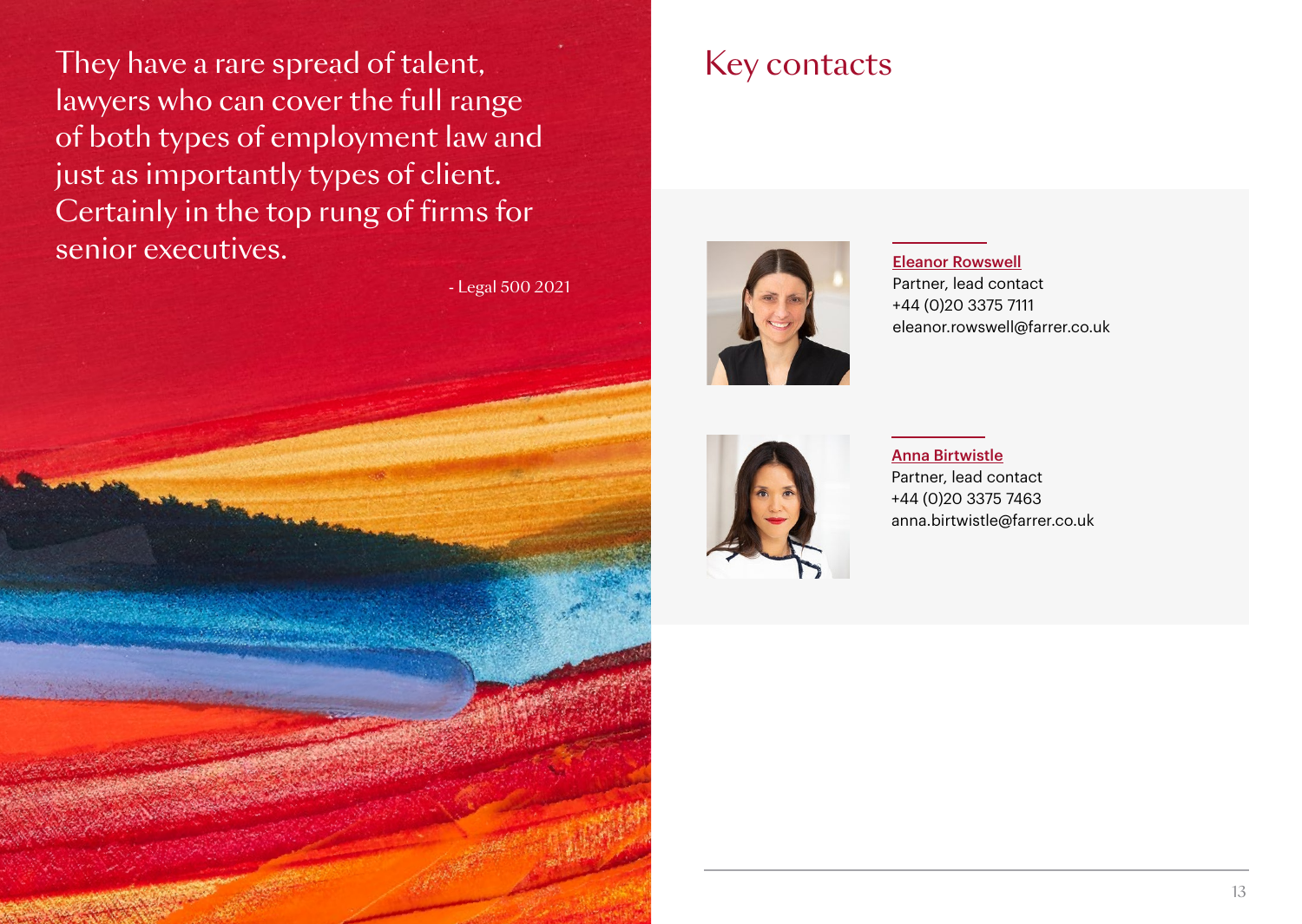> They have a rare spread of talent, lawyers who can cover the full range of both types of employment law and just as importantly types of client. Certainly in the top rung of firms for senior executives.
>
> \- Legal 500 2021

# Key contacts

**Eleanor Rowswell**
Partner, lead contact
+44 (0)20 3375 7111
eleanor.rowswell@farrer.co.uk

**Anna Birtwistle**
Partner, lead contact
+44 (0)20 3375 7463
anna.birtwistle@farrer.co.uk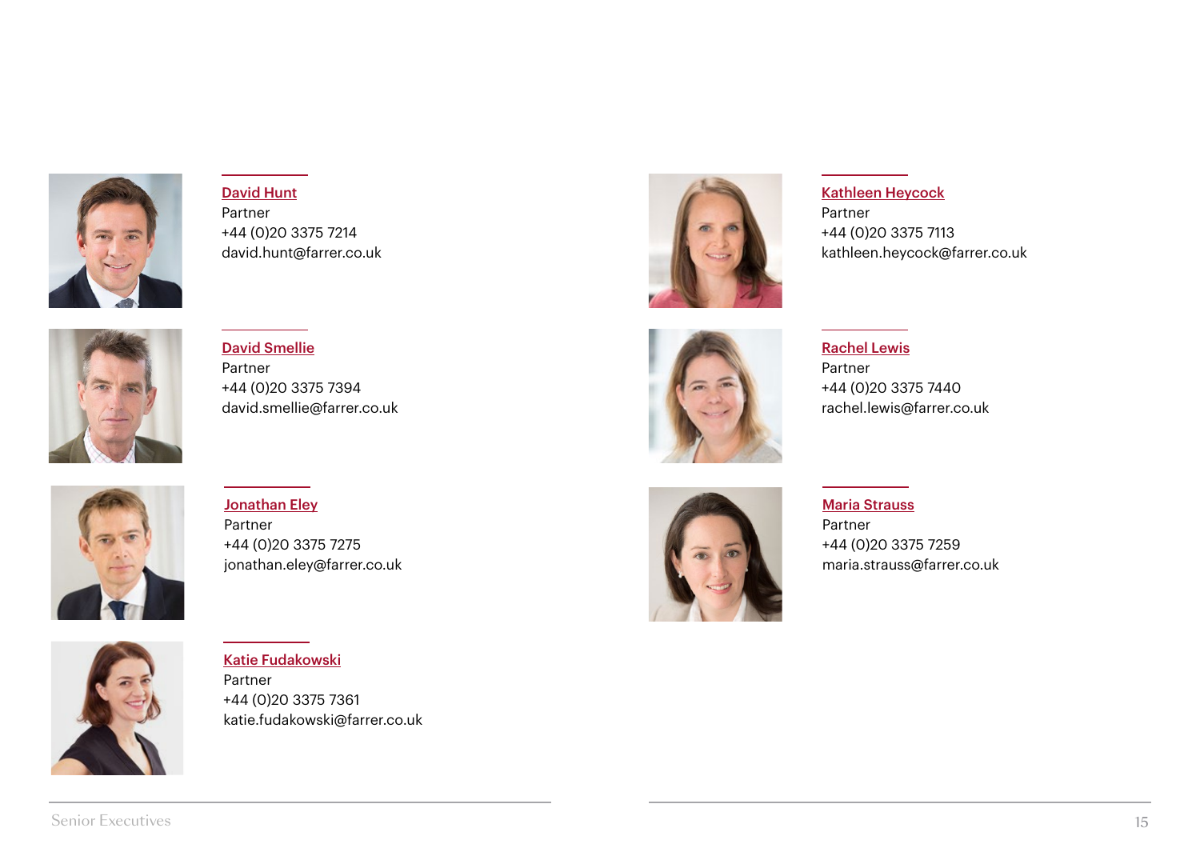**David Hunt**
Partner
+44 (0)20 3375 7214
david.hunt@farrer.co.uk

**David Smellie**
Partner
+44 (0)20 3375 7394
david.smellie@farrer.co.uk

**Jonathan Eley**
Partner
+44 (0)20 3375 7275
jonathan.eley@farrer.co.uk

**Katie Fudakowski**
Partner
+44 (0)20 3375 7361
katie.fudakowski@farrer.co.uk

**Kathleen Heycock**
Partner
+44 (0)20 3375 7113
kathleen.heycock@farrer.co.uk

**Rachel Lewis**
Partner
+44 (0)20 3375 7440
rachel.lewis@farrer.co.uk

**Maria Strauss**
Partner
+44 (0)20 3375 7259
maria.strauss@farrer.co.uk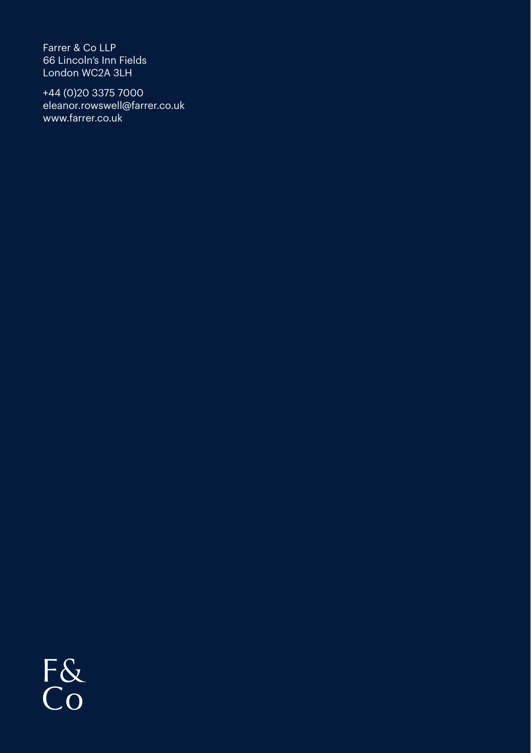Farrer & Co LLP
66 Lincoln's Inn Fields
London WC2A 3LH

+44 (0)20 3375 7000
eleanor.rowswell@farrer.co.uk
www.farrer.co.uk

F&
Co